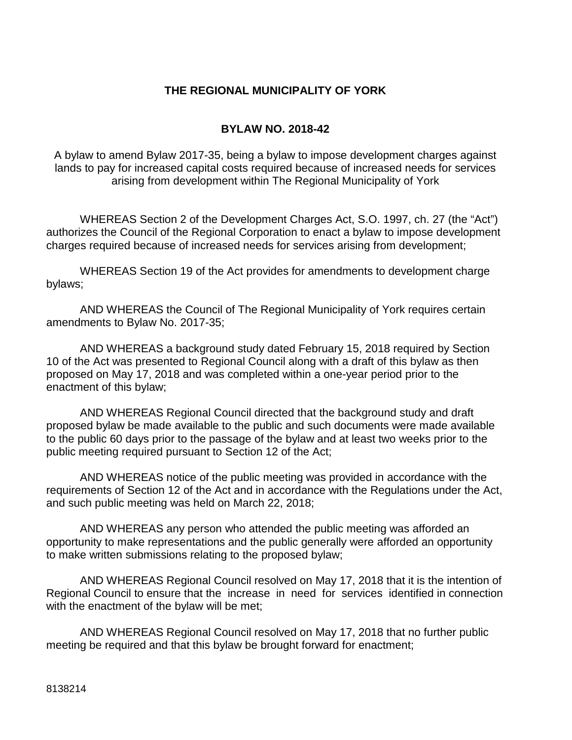**THE REGIONAL MUNICIPALITY OF YORK**

**BYLAW NO. 2018-42**

A bylaw to amend Bylaw 2017-35, being a bylaw to impose development charges against lands to pay for increased capital costs required because of increased needs for services arising from development within The Regional Municipality of York

WHEREAS Section 2 of the Development Charges Act, S.O. 1997, ch. 27 (the "Act") authorizes the Council of the Regional Corporation to enact a bylaw to impose development charges required because of increased needs for services arising from development;

WHEREAS Section 19 of the Act provides for amendments to development charge bylaws;

AND WHEREAS the Council of The Regional Municipality of York requires certain amendments to Bylaw No. 2017-35;

AND WHEREAS a background study dated February 15, 2018 required by Section 10 of the Act was presented to Regional Council along with a draft of this bylaw as then proposed on May 17, 2018 and was completed within a one-year period prior to the enactment of this bylaw;

AND WHEREAS Regional Council directed that the background study and draft proposed bylaw be made available to the public and such documents were made available to the public 60 days prior to the passage of the bylaw and at least two weeks prior to the public meeting required pursuant to Section 12 of the Act;

AND WHEREAS notice of the public meeting was provided in accordance with the requirements of Section 12 of the Act and in accordance with the Regulations under the Act, and such public meeting was held on March 22, 2018;

AND WHEREAS any person who attended the public meeting was afforded an opportunity to make representations and the public generally were afforded an opportunity to make written submissions relating to the proposed bylaw;

AND WHEREAS Regional Council resolved on May 17, 2018 that it is the intention of Regional Council to ensure that the increase in need for services identified in connection with the enactment of the bylaw will be met;

AND WHEREAS Regional Council resolved on May 17, 2018 that no further public meeting be required and that this bylaw be brought forward for enactment;

8138214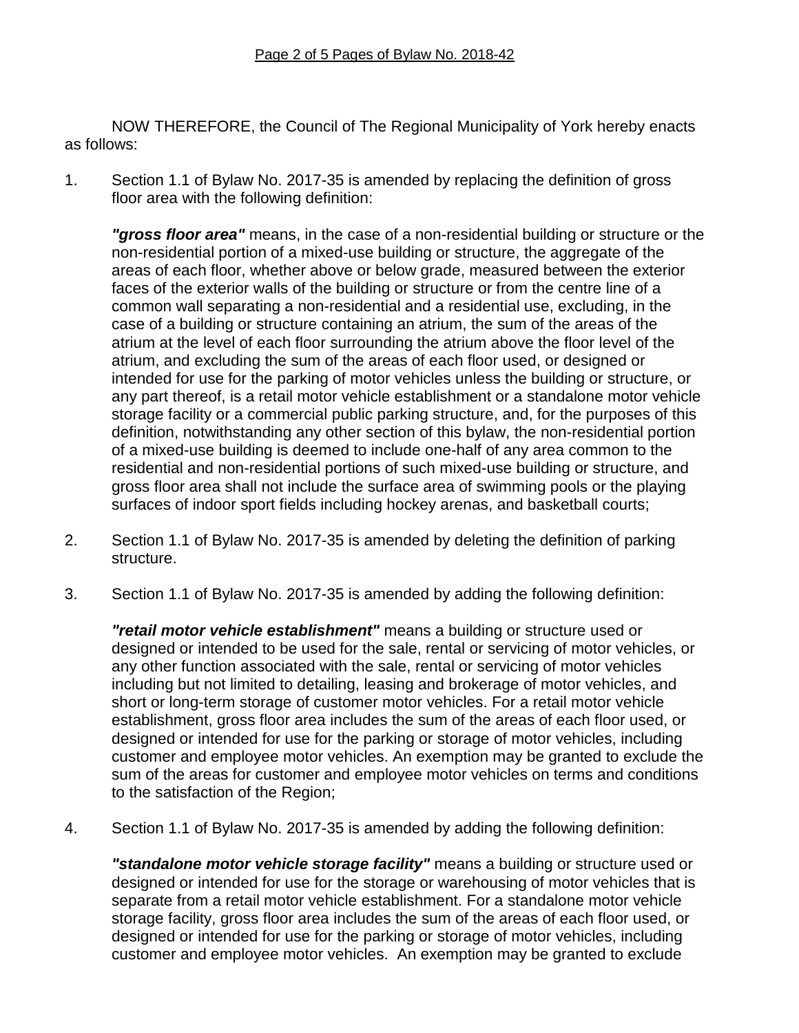NOW THEREFORE, the Council of The Regional Municipality of York hereby enacts as follows:

1. Section 1.1 of Bylaw No. 2017-35 is amended by replacing the definition of gross floor area with the following definition:

   ***"gross floor area"*** means, in the case of a non-residential building or structure or the non-residential portion of a mixed-use building or structure, the aggregate of the areas of each floor, whether above or below grade, measured between the exterior faces of the exterior walls of the building or structure or from the centre line of a common wall separating a non-residential and a residential use, excluding, in the case of a building or structure containing an atrium, the sum of the areas of the atrium at the level of each floor surrounding the atrium above the floor level of the atrium, and excluding the sum of the areas of each floor used, or designed or intended for use for the parking of motor vehicles unless the building or structure, or any part thereof, is a retail motor vehicle establishment or a standalone motor vehicle storage facility or a commercial public parking structure, and, for the purposes of this definition, notwithstanding any other section of this bylaw, the non-residential portion of a mixed-use building is deemed to include one-half of any area common to the residential and non-residential portions of such mixed-use building or structure, and gross floor area shall not include the surface area of swimming pools or the playing surfaces of indoor sport fields including hockey arenas, and basketball courts;

2. Section 1.1 of Bylaw No. 2017-35 is amended by deleting the definition of parking structure.

3. Section 1.1 of Bylaw No. 2017-35 is amended by adding the following definition:

   ***"retail motor vehicle establishment"*** means a building or structure used or designed or intended to be used for the sale, rental or servicing of motor vehicles, or any other function associated with the sale, rental or servicing of motor vehicles including but not limited to detailing, leasing and brokerage of motor vehicles, and short or long-term storage of customer motor vehicles. For a retail motor vehicle establishment, gross floor area includes the sum of the areas of each floor used, or designed or intended for use for the parking or storage of motor vehicles, including customer and employee motor vehicles. An exemption may be granted to exclude the sum of the areas for customer and employee motor vehicles on terms and conditions to the satisfaction of the Region;

4. Section 1.1 of Bylaw No. 2017-35 is amended by adding the following definition:

   ***"standalone motor vehicle storage facility"*** means a building or structure used or designed or intended for use for the storage or warehousing of motor vehicles that is separate from a retail motor vehicle establishment. For a standalone motor vehicle storage facility, gross floor area includes the sum of the areas of each floor used, or designed or intended for use for the parking or storage of motor vehicles, including customer and employee motor vehicles. An exemption may be granted to exclude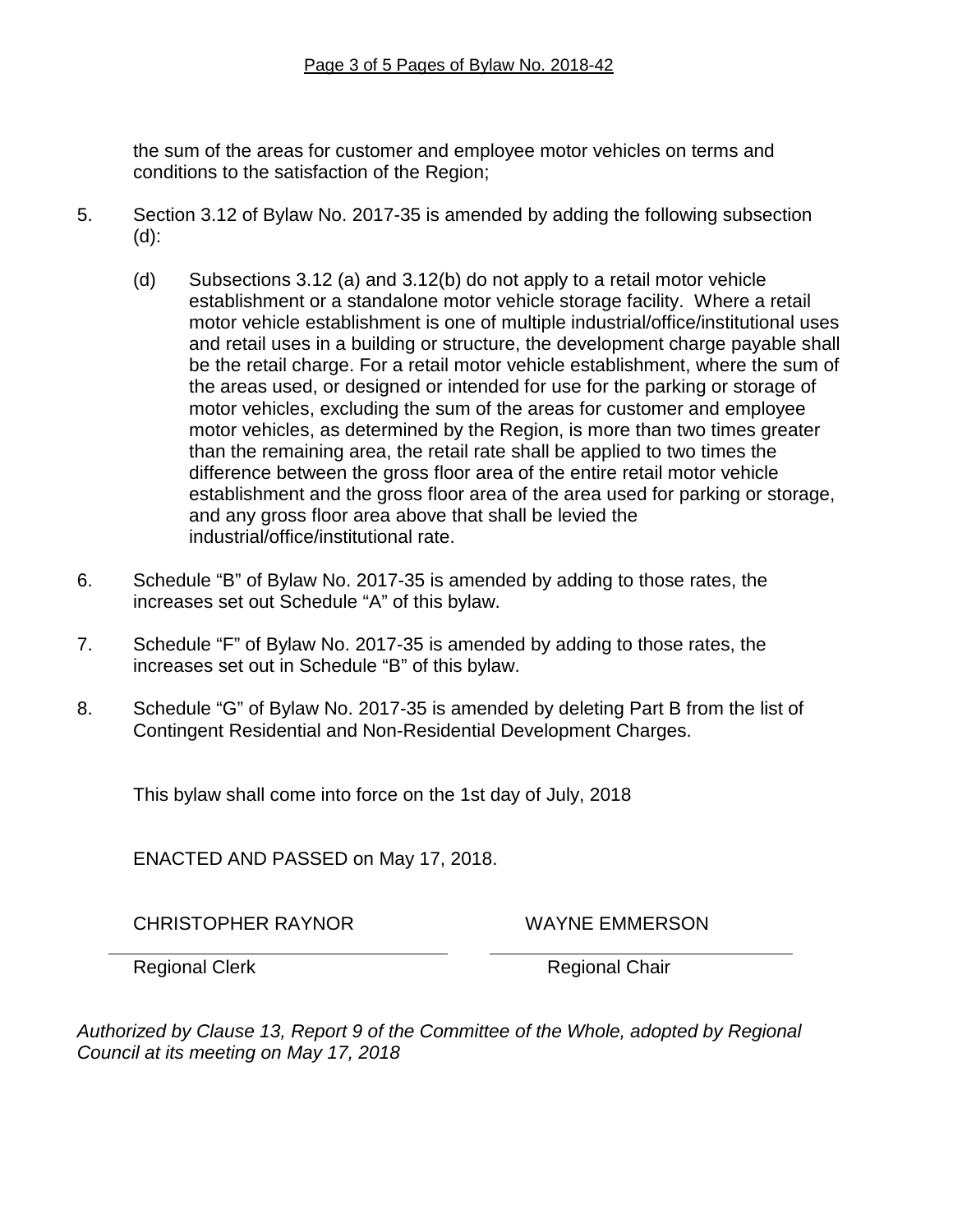the sum of the areas for customer and employee motor vehicles on terms and conditions to the satisfaction of the Region;

5. Section 3.12 of Bylaw No. 2017-35 is amended by adding the following subsection (d):

   (d) Subsections 3.12 (a) and 3.12(b) do not apply to a retail motor vehicle establishment or a standalone motor vehicle storage facility. Where a retail motor vehicle establishment is one of multiple industrial/office/institutional uses and retail uses in a building or structure, the development charge payable shall be the retail charge. For a retail motor vehicle establishment, where the sum of the areas used, or designed or intended for use for the parking or storage of motor vehicles, excluding the sum of the areas for customer and employee motor vehicles, as determined by the Region, is more than two times greater than the remaining area, the retail rate shall be applied to two times the difference between the gross floor area of the entire retail motor vehicle establishment and the gross floor area of the area used for parking or storage, and any gross floor area above that shall be levied the industrial/office/institutional rate.

6. Schedule "B" of Bylaw No. 2017-35 is amended by adding to those rates, the increases set out Schedule "A" of this bylaw.

7. Schedule "F" of Bylaw No. 2017-35 is amended by adding to those rates, the increases set out in Schedule "B" of this bylaw.

8. Schedule "G" of Bylaw No. 2017-35 is amended by deleting Part B from the list of Contingent Residential and Non-Residential Development Charges.

This bylaw shall come into force on the 1st day of July, 2018

ENACTED AND PASSED on May 17, 2018.

| CHRISTOPHER RAYNOR | WAYNE EMMERSON |
|---|---|
| Regional Clerk | Regional Chair |

*Authorized by Clause 13, Report 9 of the Committee of the Whole, adopted by Regional Council at its meeting on May 17, 2018*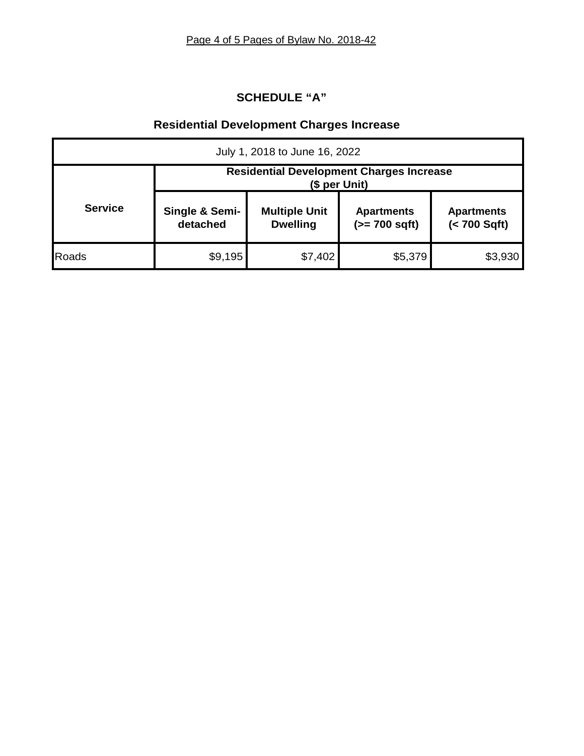## SCHEDULE "A"

### Residential Development Charges Increase

| July 1, 2018 to June 16, 2022 | | | | |
|---|---|---|---|---|
| **Service** | **Residential Development Charges Increase ($ per Unit)** | | | |
| | **Single & Semi-detached** | **Multiple Unit Dwelling** | **Apartments (>= 700 sqft)** | **Apartments (< 700 Sqft)** |
| Roads | $9,195 | $7,402 | $5,379 | $3,930 |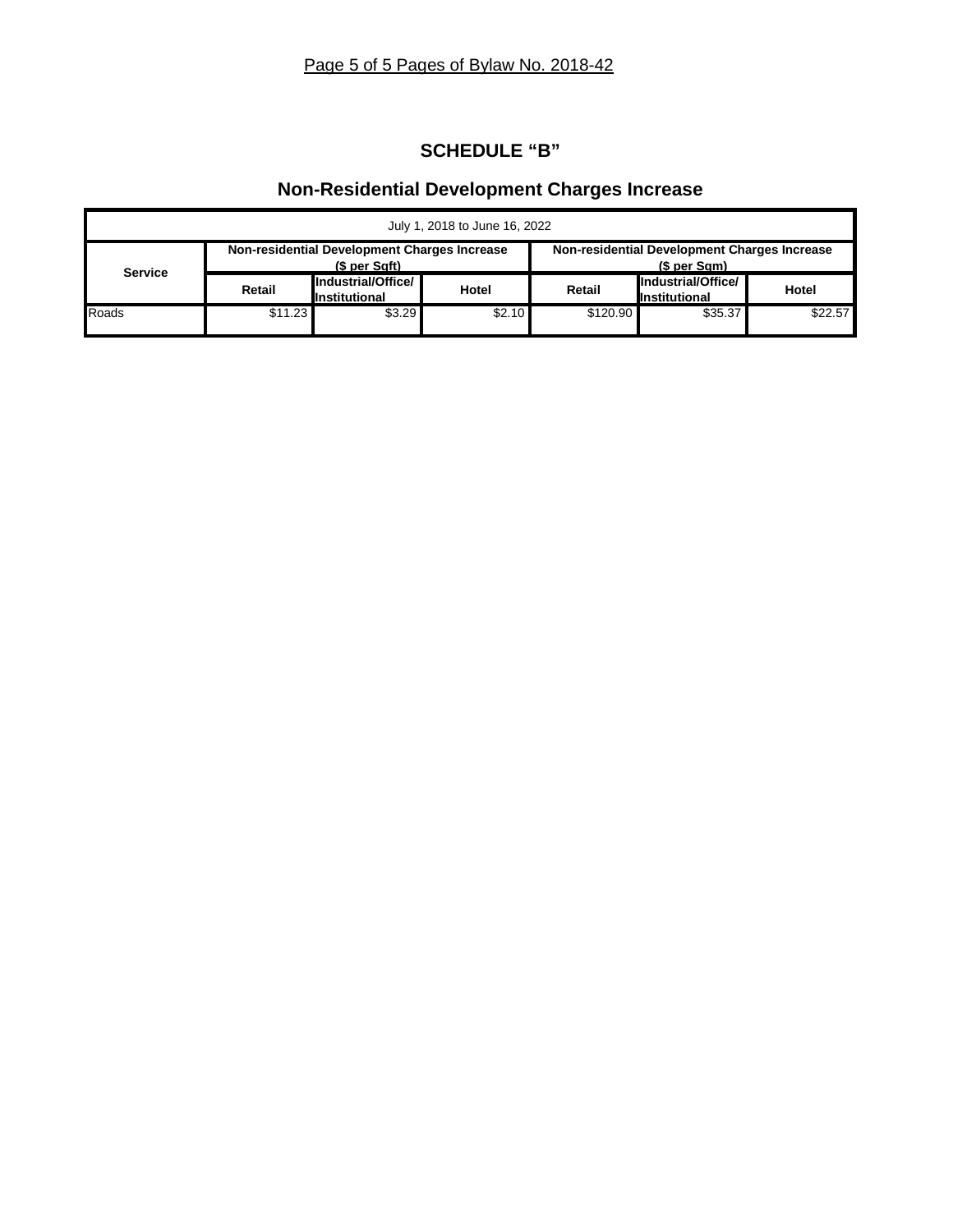## SCHEDULE “B”

## Non-Residential Development Charges Increase

| July 1, 2018 to June 16, 2022 | | | | | | |
|---|---|---|---|---|---|---|
| Service | Non-residential Development Charges Increase ($ per Sqft) | | | Non-residential Development Charges Increase ($ per Sqm) | | |
| | Retail | Industrial/Office/ Institutional | Hotel | Retail | Industrial/Office/ Institutional | Hotel |
| Roads | $11.23 | $3.29 | $2.10 | $120.90 | $35.37 | $22.57 |